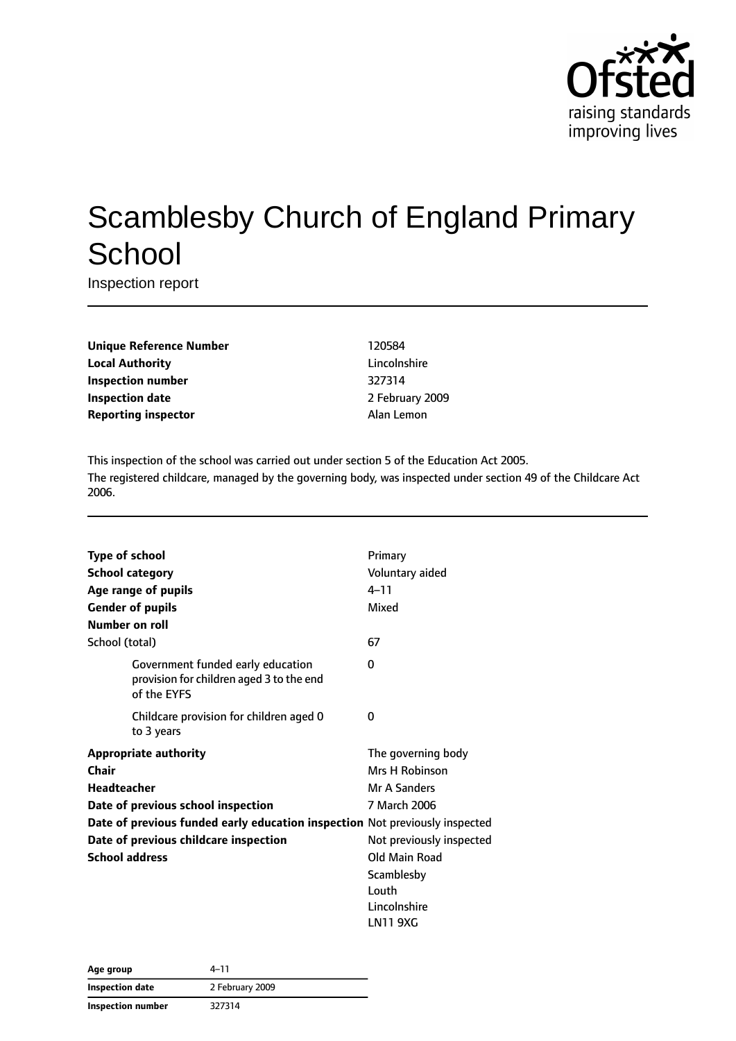# Scamblesby Church of England Primary School

Inspection report

| | |
|---|---|
| **Unique Reference Number** | 120584 |
| **Local Authority** | Lincolnshire |
| **Inspection number** | 327314 |
| **Inspection date** | 2 February 2009 |
| **Reporting inspector** | Alan Lemon |

This inspection of the school was carried out under section 5 of the Education Act 2005.

The registered childcare, managed by the governing body, was inspected under section 49 of the Childcare Act 2006.

| | |
|---|---|
| **Type of school** | Primary |
| **School category** | Voluntary aided |
| **Age range of pupils** | 4–11 |
| **Gender of pupils** | Mixed |
| **Number on roll** | |
| School (total) | 67 |
| Government funded early education provision for children aged 3 to the end of the EYFS | 0 |
| Childcare provision for children aged 0 to 3 years | 0 |
| **Appropriate authority** | The governing body |
| **Chair** | Mrs H Robinson |
| **Headteacher** | Mr A Sanders |
| **Date of previous school inspection** | 7 March 2006 |
| **Date of previous funded early education inspection** | Not previously inspected |
| **Date of previous childcare inspection** | Not previously inspected |
| **School address** | Old Main Road<br>Scamblesby<br>Louth<br>Lincolnshire<br>LN11 9XG |

| | |
|---|---|
| **Age group** | 4–11 |
| **Inspection date** | 2 February 2009 |
| **Inspection number** | 327314 |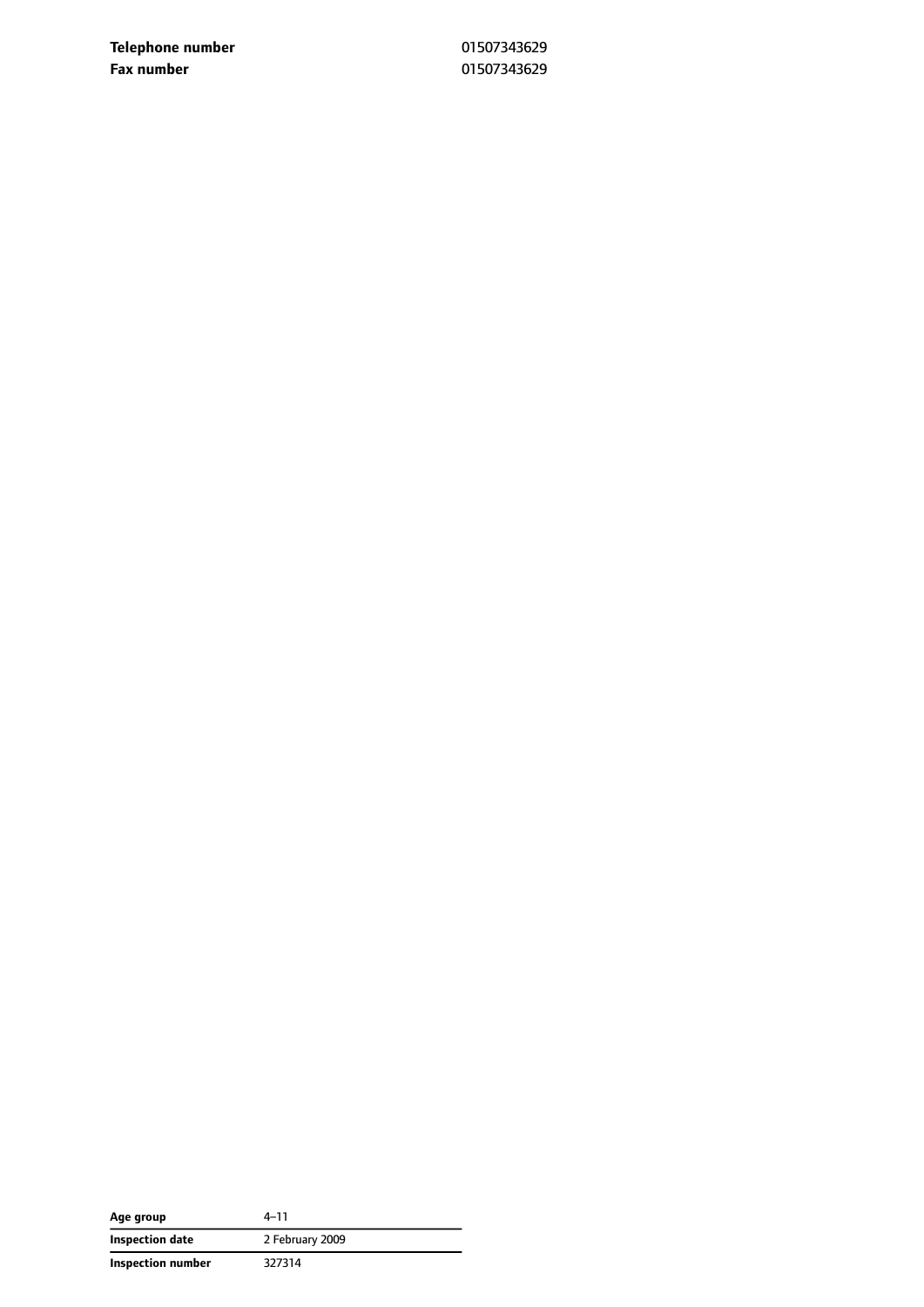| | |
|---|---|
| **Telephone number** | 01507343629 |
| **Fax number** | 01507343629 |

| | |
|---|---|
| **Age group** | 4–11 |
| **Inspection date** | 2 February 2009 |
| **Inspection number** | 327314 |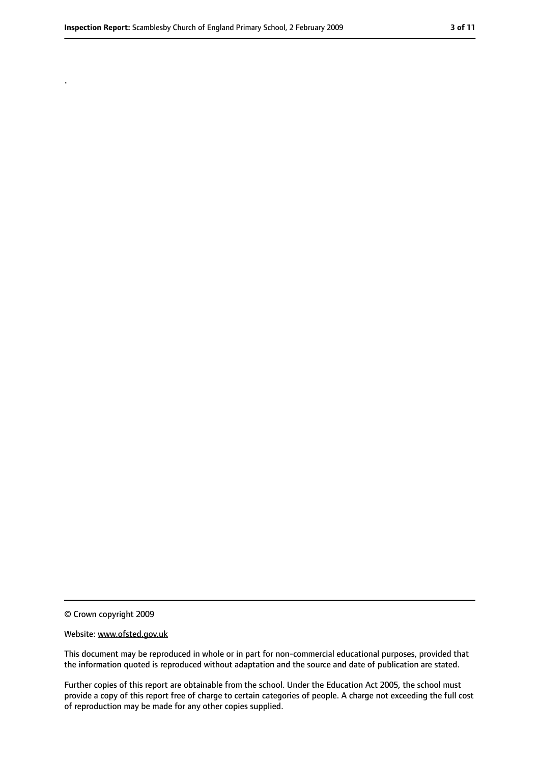.

© Crown copyright 2009

Website: www.ofsted.gov.uk

This document may be reproduced in whole or in part for non-commercial educational purposes, provided that the information quoted is reproduced without adaptation and the source and date of publication are stated.

Further copies of this report are obtainable from the school. Under the Education Act 2005, the school must provide a copy of this report free of charge to certain categories of people. A charge not exceeding the full cost of reproduction may be made for any other copies supplied.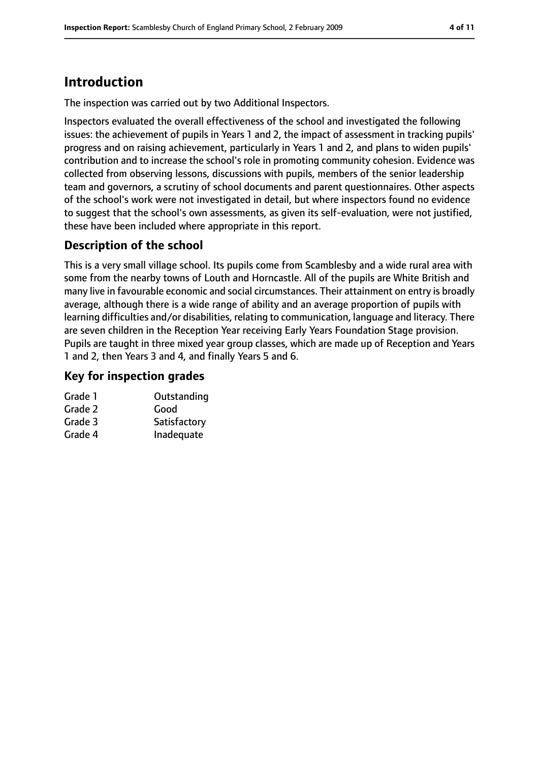## Introduction

The inspection was carried out by two Additional Inspectors.

Inspectors evaluated the overall effectiveness of the school and investigated the following issues: the achievement of pupils in Years 1 and 2, the impact of assessment in tracking pupils' progress and on raising achievement, particularly in Years 1 and 2, and plans to widen pupils' contribution and to increase the school's role in promoting community cohesion. Evidence was collected from observing lessons, discussions with pupils, members of the senior leadership team and governors, a scrutiny of school documents and parent questionnaires. Other aspects of the school's work were not investigated in detail, but where inspectors found no evidence to suggest that the school's own assessments, as given its self-evaluation, were not justified, these have been included where appropriate in this report.

### Description of the school

This is a very small village school. Its pupils come from Scamblesby and a wide rural area with some from the nearby towns of Louth and Horncastle. All of the pupils are White British and many live in favourable economic and social circumstances. Their attainment on entry is broadly average, although there is a wide range of ability and an average proportion of pupils with learning difficulties and/or disabilities, relating to communication, language and literacy. There are seven children in the Reception Year receiving Early Years Foundation Stage provision. Pupils are taught in three mixed year group classes, which are made up of Reception and Years 1 and 2, then Years 3 and 4, and finally Years 5 and 6.

### Key for inspection grades

| | |
|---|---|
| Grade 1 | Outstanding |
| Grade 2 | Good |
| Grade 3 | Satisfactory |
| Grade 4 | Inadequate |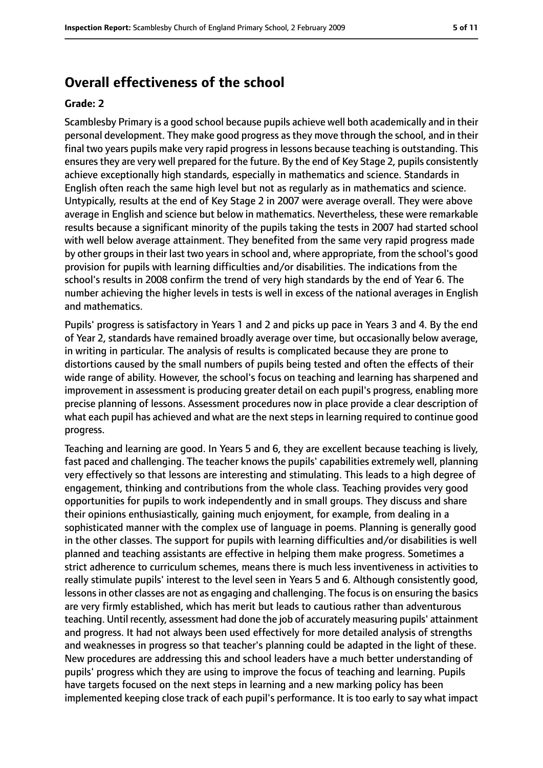## Overall effectiveness of the school

### Grade: 2

Scamblesby Primary is a good school because pupils achieve well both academically and in their personal development. They make good progress as they move through the school, and in their final two years pupils make very rapid progress in lessons because teaching is outstanding. This ensures they are very well prepared for the future. By the end of Key Stage 2, pupils consistently achieve exceptionally high standards, especially in mathematics and science. Standards in English often reach the same high level but not as regularly as in mathematics and science. Untypically, results at the end of Key Stage 2 in 2007 were average overall. They were above average in English and science but below in mathematics. Nevertheless, these were remarkable results because a significant minority of the pupils taking the tests in 2007 had started school with well below average attainment. They benefited from the same very rapid progress made by other groups in their last two years in school and, where appropriate, from the school's good provision for pupils with learning difficulties and/or disabilities. The indications from the school's results in 2008 confirm the trend of very high standards by the end of Year 6. The number achieving the higher levels in tests is well in excess of the national averages in English and mathematics.

Pupils' progress is satisfactory in Years 1 and 2 and picks up pace in Years 3 and 4. By the end of Year 2, standards have remained broadly average over time, but occasionally below average, in writing in particular. The analysis of results is complicated because they are prone to distortions caused by the small numbers of pupils being tested and often the effects of their wide range of ability. However, the school's focus on teaching and learning has sharpened and improvement in assessment is producing greater detail on each pupil's progress, enabling more precise planning of lessons. Assessment procedures now in place provide a clear description of what each pupil has achieved and what are the next steps in learning required to continue good progress.

Teaching and learning are good. In Years 5 and 6, they are excellent because teaching is lively, fast paced and challenging. The teacher knows the pupils' capabilities extremely well, planning very effectively so that lessons are interesting and stimulating. This leads to a high degree of engagement, thinking and contributions from the whole class. Teaching provides very good opportunities for pupils to work independently and in small groups. They discuss and share their opinions enthusiastically, gaining much enjoyment, for example, from dealing in a sophisticated manner with the complex use of language in poems. Planning is generally good in the other classes. The support for pupils with learning difficulties and/or disabilities is well planned and teaching assistants are effective in helping them make progress. Sometimes a strict adherence to curriculum schemes, means there is much less inventiveness in activities to really stimulate pupils' interest to the level seen in Years 5 and 6. Although consistently good, lessons in other classes are not as engaging and challenging. The focus is on ensuring the basics are very firmly established, which has merit but leads to cautious rather than adventurous teaching. Until recently, assessment had done the job of accurately measuring pupils' attainment and progress. It had not always been used effectively for more detailed analysis of strengths and weaknesses in progress so that teacher's planning could be adapted in the light of these. New procedures are addressing this and school leaders have a much better understanding of pupils' progress which they are using to improve the focus of teaching and learning. Pupils have targets focused on the next steps in learning and a new marking policy has been implemented keeping close track of each pupil's performance. It is too early to say what impact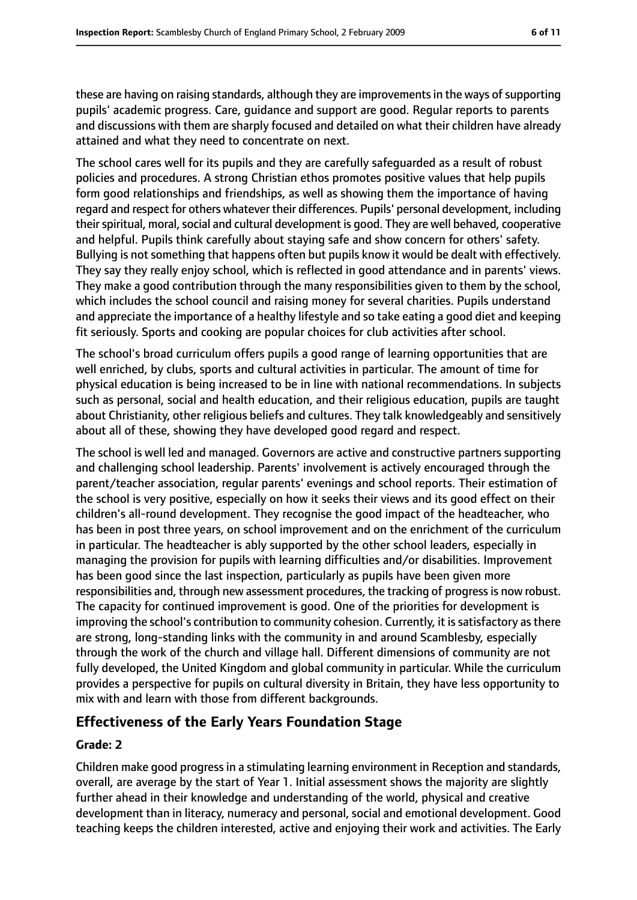these are having on raising standards, although they are improvements in the ways of supporting pupils' academic progress. Care, guidance and support are good. Regular reports to parents and discussions with them are sharply focused and detailed on what their children have already attained and what they need to concentrate on next.

The school cares well for its pupils and they are carefully safeguarded as a result of robust policies and procedures. A strong Christian ethos promotes positive values that help pupils form good relationships and friendships, as well as showing them the importance of having regard and respect for others whatever their differences. Pupils' personal development, including their spiritual, moral, social and cultural development is good. They are well behaved, cooperative and helpful. Pupils think carefully about staying safe and show concern for others' safety. Bullying is not something that happens often but pupils know it would be dealt with effectively. They say they really enjoy school, which is reflected in good attendance and in parents' views. They make a good contribution through the many responsibilities given to them by the school, which includes the school council and raising money for several charities. Pupils understand and appreciate the importance of a healthy lifestyle and so take eating a good diet and keeping fit seriously. Sports and cooking are popular choices for club activities after school.

The school's broad curriculum offers pupils a good range of learning opportunities that are well enriched, by clubs, sports and cultural activities in particular. The amount of time for physical education is being increased to be in line with national recommendations. In subjects such as personal, social and health education, and their religious education, pupils are taught about Christianity, other religious beliefs and cultures. They talk knowledgeably and sensitively about all of these, showing they have developed good regard and respect.

The school is well led and managed. Governors are active and constructive partners supporting and challenging school leadership. Parents' involvement is actively encouraged through the parent/teacher association, regular parents' evenings and school reports. Their estimation of the school is very positive, especially on how it seeks their views and its good effect on their children's all-round development. They recognise the good impact of the headteacher, who has been in post three years, on school improvement and on the enrichment of the curriculum in particular. The headteacher is ably supported by the other school leaders, especially in managing the provision for pupils with learning difficulties and/or disabilities. Improvement has been good since the last inspection, particularly as pupils have been given more responsibilities and, through new assessment procedures, the tracking of progress is now robust. The capacity for continued improvement is good. One of the priorities for development is improving the school's contribution to community cohesion. Currently, it is satisfactory as there are strong, long-standing links with the community in and around Scamblesby, especially through the work of the church and village hall. Different dimensions of community are not fully developed, the United Kingdom and global community in particular. While the curriculum provides a perspective for pupils on cultural diversity in Britain, they have less opportunity to mix with and learn with those from different backgrounds.

## Effectiveness of the Early Years Foundation Stage

### Grade: 2

Children make good progress in a stimulating learning environment in Reception and standards, overall, are average by the start of Year 1. Initial assessment shows the majority are slightly further ahead in their knowledge and understanding of the world, physical and creative development than in literacy, numeracy and personal, social and emotional development. Good teaching keeps the children interested, active and enjoying their work and activities. The Early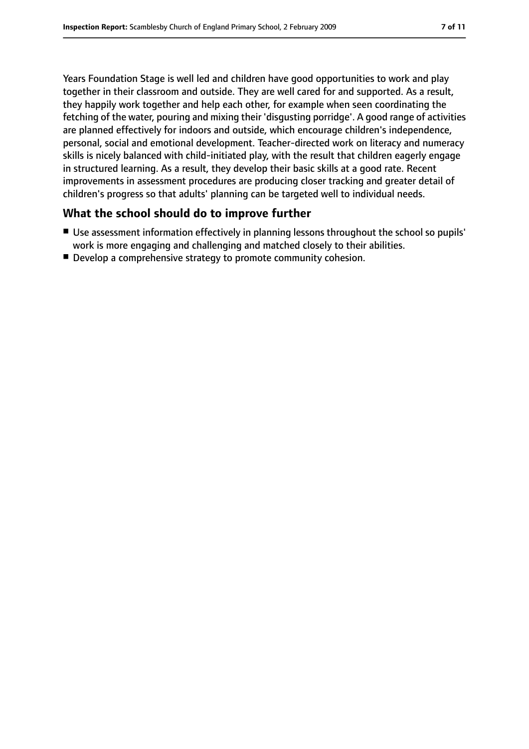Years Foundation Stage is well led and children have good opportunities to work and play together in their classroom and outside. They are well cared for and supported. As a result, they happily work together and help each other, for example when seen coordinating the fetching of the water, pouring and mixing their 'disgusting porridge'. A good range of activities are planned effectively for indoors and outside, which encourage children's independence, personal, social and emotional development. Teacher-directed work on literacy and numeracy skills is nicely balanced with child-initiated play, with the result that children eagerly engage in structured learning. As a result, they develop their basic skills at a good rate. Recent improvements in assessment procedures are producing closer tracking and greater detail of children's progress so that adults' planning can be targeted well to individual needs.

## What the school should do to improve further

- Use assessment information effectively in planning lessons throughout the school so pupils' work is more engaging and challenging and matched closely to their abilities.
- Develop a comprehensive strategy to promote community cohesion.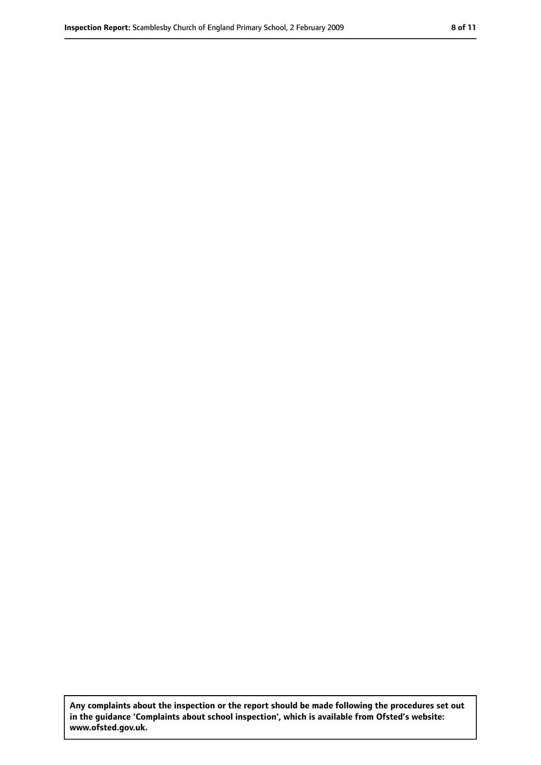**Any complaints about the inspection or the report should be made following the procedures set out in the guidance 'Complaints about school inspection', which is available from Ofsted's website: www.ofsted.gov.uk.**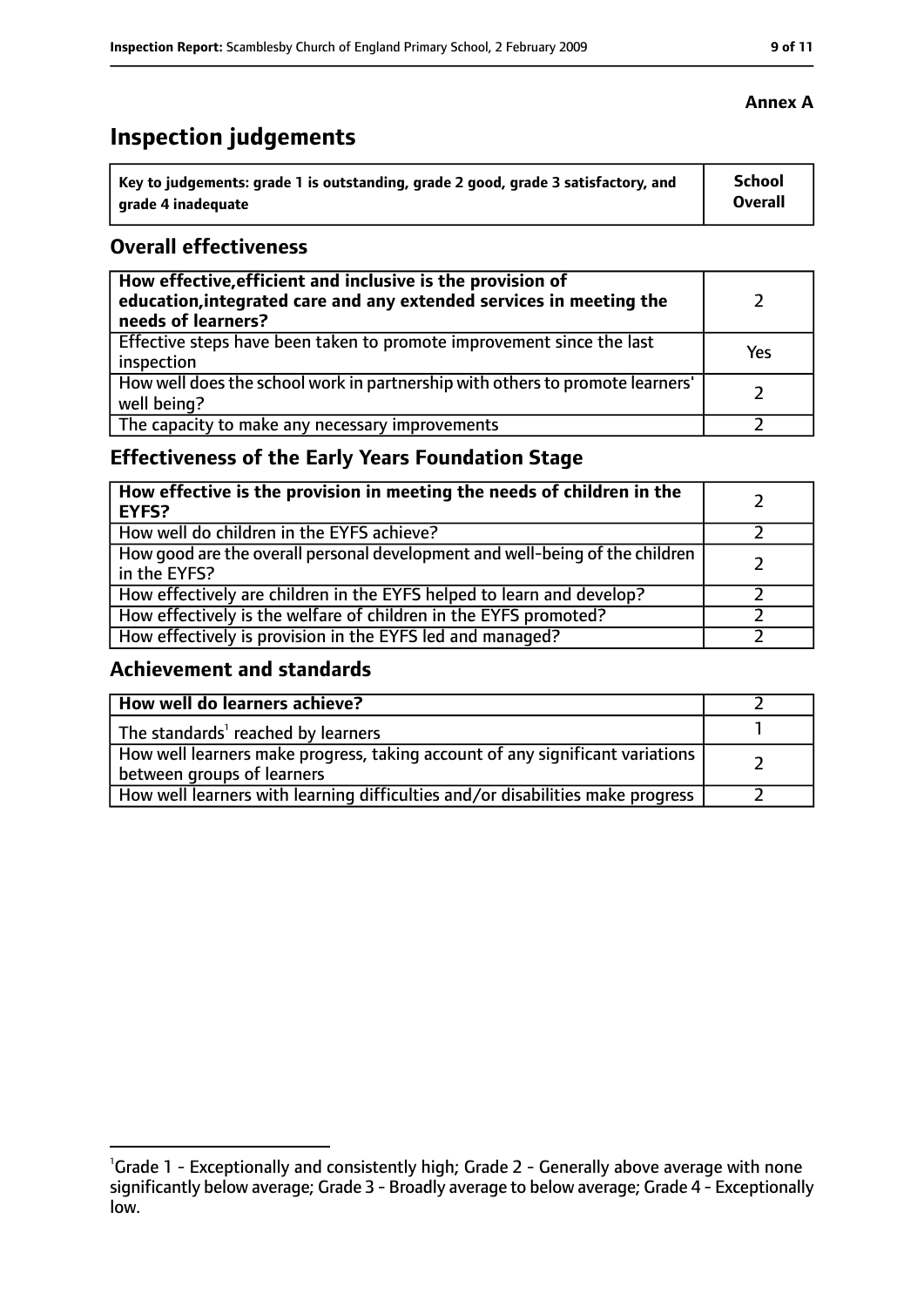**Annex A**

# Inspection judgements

| Key to judgements: grade 1 is outstanding, grade 2 good, grade 3 satisfactory, and grade 4 inadequate | School Overall |
|---|---|

## Overall effectiveness

| | |
|---|---|
| **How effective, efficient and inclusive is the provision of education, integrated care and any extended services in meeting the needs of learners?** | 2 |
| Effective steps have been taken to promote improvement since the last inspection | Yes |
| How well does the school work in partnership with others to promote learners' well being? | 2 |
| The capacity to make any necessary improvements | 2 |

## Effectiveness of the Early Years Foundation Stage

| | |
|---|---|
| **How effective is the provision in meeting the needs of children in the EYFS?** | 2 |
| How well do children in the EYFS achieve? | 2 |
| How good are the overall personal development and well-being of the children in the EYFS? | 2 |
| How effectively are children in the EYFS helped to learn and develop? | 2 |
| How effectively is the welfare of children in the EYFS promoted? | 2 |
| How effectively is provision in the EYFS led and managed? | 2 |

## Achievement and standards

| | |
|---|---|
| **How well do learners achieve?** | 2 |
| The standards[1] reached by learners | 1 |
| How well learners make progress, taking account of any significant variations between groups of learners | 2 |
| How well learners with learning difficulties and/or disabilities make progress | 2 |

[1]Grade 1 - Exceptionally and consistently high; Grade 2 - Generally above average with none significantly below average; Grade 3 - Broadly average to below average; Grade 4 - Exceptionally low.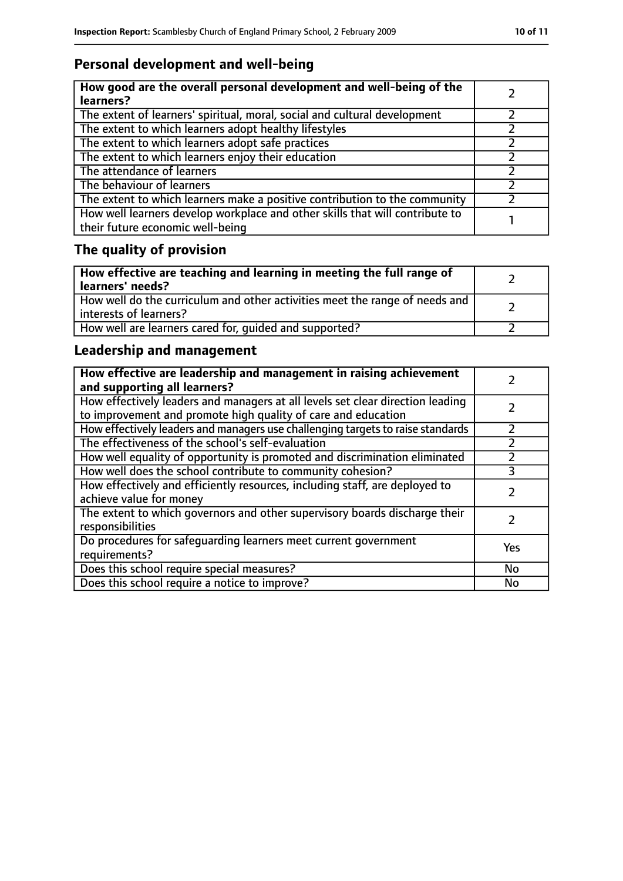## Personal development and well-being

| **How good are the overall personal development and well-being of the learners?** | 2 |
|---|---|
| The extent of learners' spiritual, moral, social and cultural development | 2 |
| The extent to which learners adopt healthy lifestyles | 2 |
| The extent to which learners adopt safe practices | 2 |
| The extent to which learners enjoy their education | 2 |
| The attendance of learners | 2 |
| The behaviour of learners | 2 |
| The extent to which learners make a positive contribution to the community | 2 |
| How well learners develop workplace and other skills that will contribute to their future economic well-being | 1 |

## The quality of provision

| **How effective are teaching and learning in meeting the full range of learners' needs?** | 2 |
|---|---|
| How well do the curriculum and other activities meet the range of needs and interests of learners? | 2 |
| How well are learners cared for, guided and supported? | 2 |

## Leadership and management

| **How effective are leadership and management in raising achievement and supporting all learners?** | 2 |
|---|---|
| How effectively leaders and managers at all levels set clear direction leading to improvement and promote high quality of care and education | 2 |
| How effectively leaders and managers use challenging targets to raise standards | 2 |
| The effectiveness of the school's self-evaluation | 2 |
| How well equality of opportunity is promoted and discrimination eliminated | 2 |
| How well does the school contribute to community cohesion? | 3 |
| How effectively and efficiently resources, including staff, are deployed to achieve value for money | 2 |
| The extent to which governors and other supervisory boards discharge their responsibilities | 2 |
| Do procedures for safeguarding learners meet current government requirements? | Yes |
| Does this school require special measures? | No |
| Does this school require a notice to improve? | No |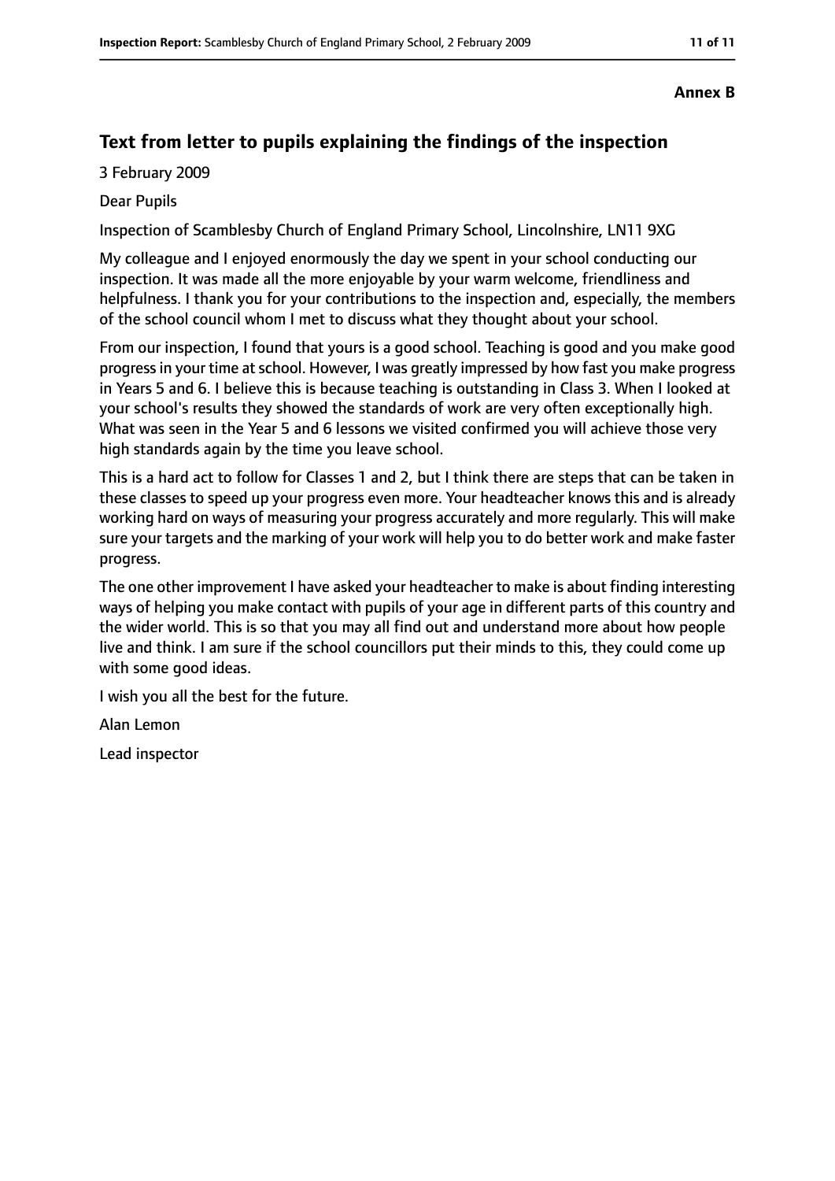**Annex B**

## Text from letter to pupils explaining the findings of the inspection

3 February 2009

Dear Pupils

Inspection of Scamblesby Church of England Primary School, Lincolnshire, LN11 9XG

My colleague and I enjoyed enormously the day we spent in your school conducting our inspection. It was made all the more enjoyable by your warm welcome, friendliness and helpfulness. I thank you for your contributions to the inspection and, especially, the members of the school council whom I met to discuss what they thought about your school.

From our inspection, I found that yours is a good school. Teaching is good and you make good progress in your time at school. However, I was greatly impressed by how fast you make progress in Years 5 and 6. I believe this is because teaching is outstanding in Class 3. When I looked at your school's results they showed the standards of work are very often exceptionally high. What was seen in the Year 5 and 6 lessons we visited confirmed you will achieve those very high standards again by the time you leave school.

This is a hard act to follow for Classes 1 and 2, but I think there are steps that can be taken in these classes to speed up your progress even more. Your headteacher knows this and is already working hard on ways of measuring your progress accurately and more regularly. This will make sure your targets and the marking of your work will help you to do better work and make faster progress.

The one other improvement I have asked your headteacher to make is about finding interesting ways of helping you make contact with pupils of your age in different parts of this country and the wider world. This is so that you may all find out and understand more about how people live and think. I am sure if the school councillors put their minds to this, they could come up with some good ideas.

I wish you all the best for the future.

Alan Lemon

Lead inspector